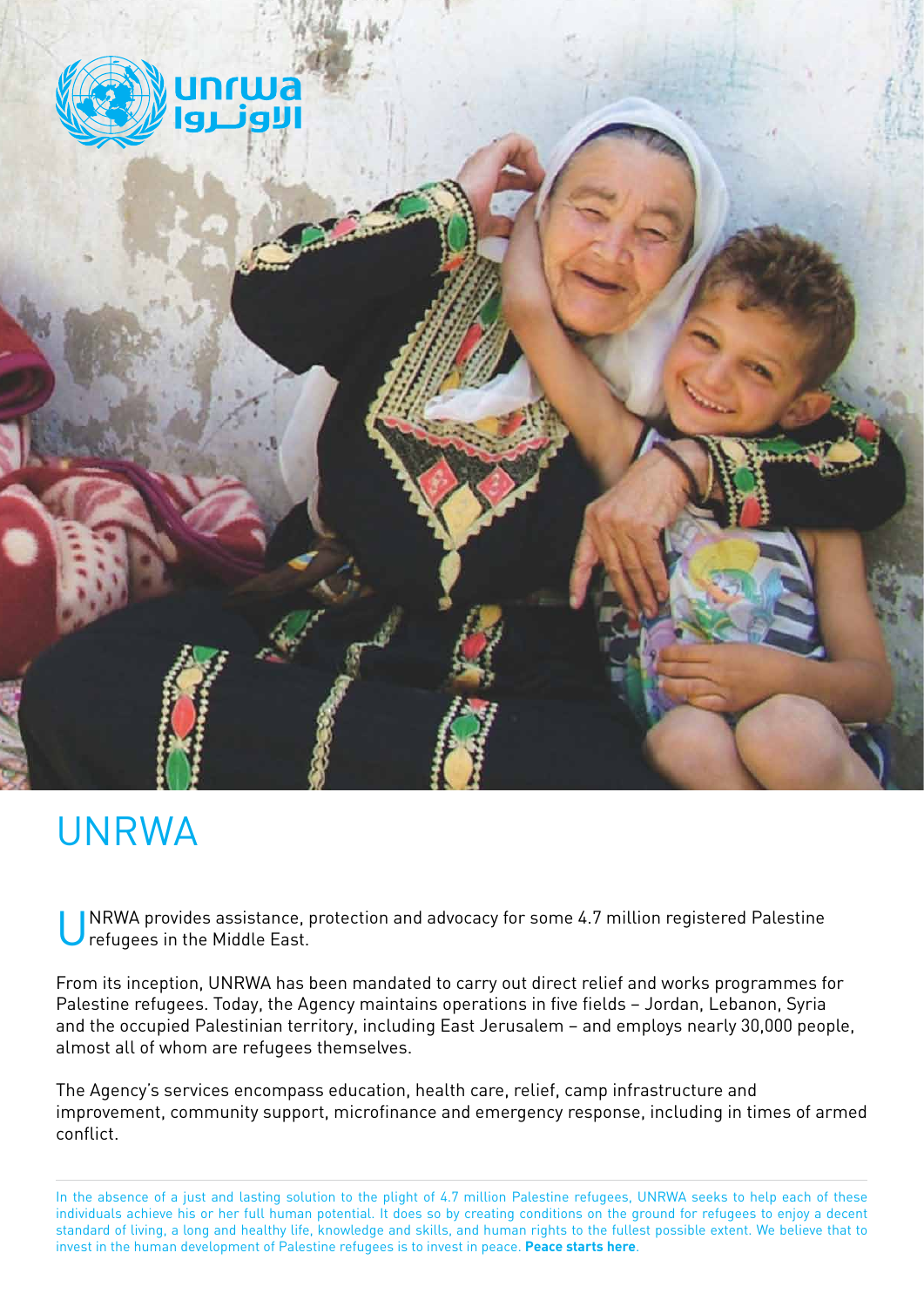# UNRWA

UNRWA provides assistance, protection and advocacy for some 4.7 million registered Palestine refugees in the Middle East.

From its inception, UNRWA has been mandated to carry out direct relief and works programmes for Palestine refugees. Today, the Agency maintains operations in five fields – Jordan, Lebanon, Syria and the occupied Palestinian territory, including East Jerusalem – and employs nearly 30,000 people, almost all of whom are refugees themselves.

The Agency's services encompass education, health care, relief, camp infrastructure and improvement, community support, microfinance and emergency response, including in times of armed conflict.

In the absence of a just and lasting solution to the plight of 4.7 million Palestine refugees, UNRWA seeks to help each of these individuals achieve his or her full human potential. It does so by creating conditions on the ground for refugees to enjoy a decent standard of living, a long and healthy life, knowledge and skills, and human rights to the fullest possible extent. We believe that to invest in the human development of Palestine refugees is to invest in peace. **Peace starts here**.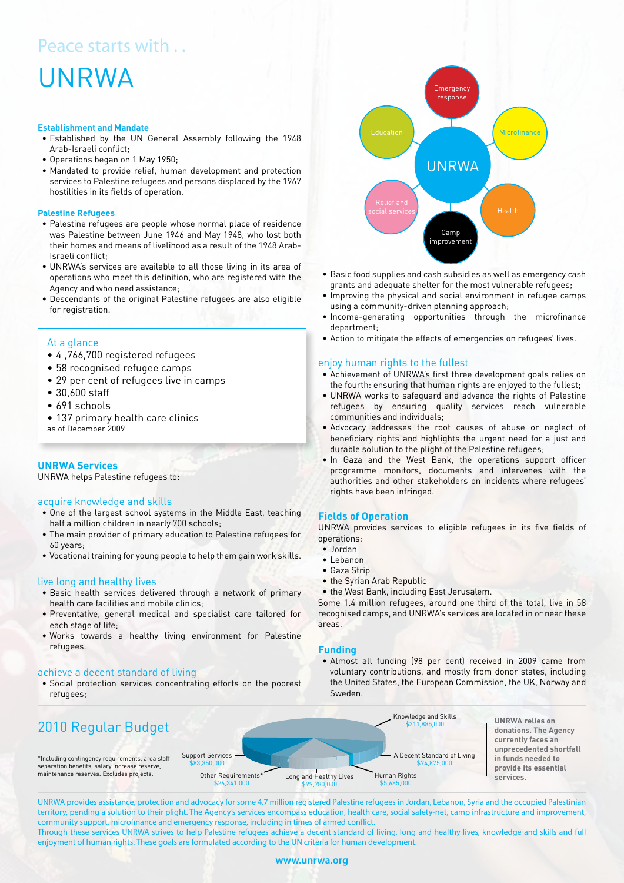Peace starts with . .

# UNRWA

### Establishment and Mandate

- Established by the UN General Assembly following the 1948 Arab-Israeli conflict;
- Operations began on 1 May 1950;
- Mandated to provide relief, human development and protection services to Palestine refugees and persons displaced by the 1967 hostilities in its fields of operation.

### Palestine Refugees

- Palestine refugees are people whose normal place of residence was Palestine between June 1946 and May 1948, who lost both their homes and means of livelihood as a result of the 1948 Arab-Israeli conflict;
- UNRWA's services are available to all those living in its area of operations who meet this definition, who are registered with the Agency and who need assistance;
- Descendants of the original Palestine refugees are also eligible for registration.

### At a glance

- 4 ,766,700 registered refugees
- 58 recognised refugee camps
- 29 per cent of refugees live in camps
- 30,600 staff
- 691 schools
- 137 primary health care clinics

as of December 2009

### UNRWA Services

UNRWA helps Palestine refugees to:

#### acquire knowledge and skills

- One of the largest school systems in the Middle East, teaching half a million children in nearly 700 schools;
- The main provider of primary education to Palestine refugees for 60 years;
- Vocational training for young people to help them gain work skills.

#### live long and healthy lives

- Basic health services delivered through a network of primary health care facilities and mobile clinics;
- Preventative, general medical and specialist care tailored for each stage of life;
- Works towards a healthy living environment for Palestine refugees.

#### achieve a decent standard of living

- Social protection services concentrating efforts on the poorest refugees;

UNRWA

Emergency response

Microfinance

Health

Camp improvement

Relief and social services

Education

- Basic food supplies and cash subsidies as well as emergency cash grants and adequate shelter for the most vulnerable refugees;
- Improving the physical and social environment in refugee camps using a community-driven planning approach;
- Income-generating opportunities through the microfinance department;
- Action to mitigate the effects of emergencies on refugees' lives.

#### enjoy human rights to the fullest

- Achievement of UNRWA's first three development goals relies on the fourth: ensuring that human rights are enjoyed to the fullest;
- UNRWA works to safeguard and advance the rights of Palestine refugees by ensuring quality services reach vulnerable communities and individuals;
- Advocacy addresses the root causes of abuse or neglect of beneficiary rights and highlights the urgent need for a just and durable solution to the plight of the Palestine refugees;
- In Gaza and the West Bank, the operations support officer programme monitors, documents and intervenes with the authorities and other stakeholders on incidents where refugees' rights have been infringed.

### Fields of Operation

UNRWA provides services to eligible refugees in its five fields of operations:

- Jordan
- Lebanon
- Gaza Strip
- the Syrian Arab Republic
- the West Bank, including East Jerusalem.

Some 1.4 million refugees, around one third of the total, live in 58 recognised camps, and UNRWA's services are located in or near these areas.

### Funding

- Almost all funding (98 per cent) received in 2009 came from voluntary contributions, and mostly from donor states, including the United States, the European Commission, the UK, Norway and Sweden.

## 2010 Regular Budget

Knowledge and Skills
$311,885,000

A Decent Standard of Living
$74,875,000

Human Rights
$5,685,000

Long and Healthy Lives
$99,780,000

Other Requirements*
$24,341,000

Support Services
$83,350,000

*Including contingency requirements, area staff separation benefits, salary increase reserve, maintenance reserves. Excludes projects.

**UNRWA relies on donations. The Agency currently faces an unprecedented shortfall in funds needed to provide its essential services.**

UNRWA provides assistance, protection and advocacy for some 4.7 million registered Palestine refugees in Jordan, Lebanon, Syria and the occupied Palestinian territory, pending a solution to their plight. The Agency's services encompass education, health care, social safety-net, camp infrastructure and improvement, community support, microfinance and emergency response, including in times of armed conflict.

Through these services UNRWA strives to help Palestine refugees achieve a decent standard of living, long and healthy lives, knowledge and skills and full enjoyment of human rights. These goals are formulated according to the UN criteria for human development.

www.unrwa.org